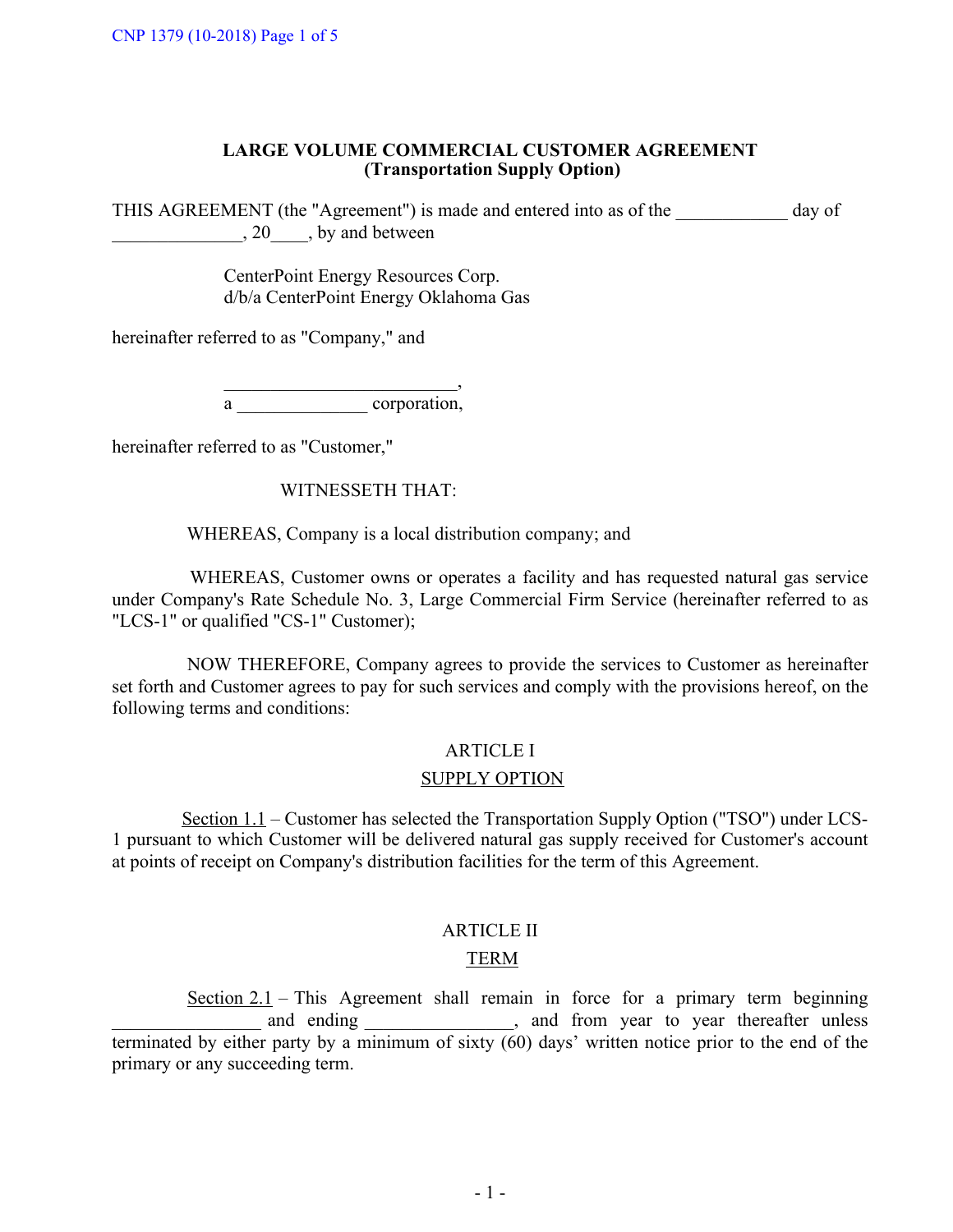**LARGE VOLUME COMMERCIAL CUSTOMER AGREEMENT**
**(Transportation Supply Option)**

THIS AGREEMENT (the "Agreement") is made and entered into as of the ____________ day of ______________, 20____, by and between

CenterPoint Energy Resources Corp.
d/b/a CenterPoint Energy Oklahoma Gas

hereinafter referred to as "Company," and

_________________________,
a ______________ corporation,

hereinafter referred to as "Customer,"

WITNESSETH THAT:

WHEREAS, Company is a local distribution company; and

WHEREAS, Customer owns or operates a facility and has requested natural gas service under Company's Rate Schedule No. 3, Large Commercial Firm Service (hereinafter referred to as "LCS-1" or qualified "CS-1" Customer);

NOW THEREFORE, Company agrees to provide the services to Customer as hereinafter set forth and Customer agrees to pay for such services and comply with the provisions hereof, on the following terms and conditions:

ARTICLE I

SUPPLY OPTION

Section 1.1 – Customer has selected the Transportation Supply Option ("TSO") under LCS-1 pursuant to which Customer will be delivered natural gas supply received for Customer's account at points of receipt on Company's distribution facilities for the term of this Agreement.

ARTICLE II

TERM

Section 2.1 – This Agreement shall remain in force for a primary term beginning ________________ and ending ________________, and from year to year thereafter unless terminated by either party by a minimum of sixty (60) days' written notice prior to the end of the primary or any succeeding term.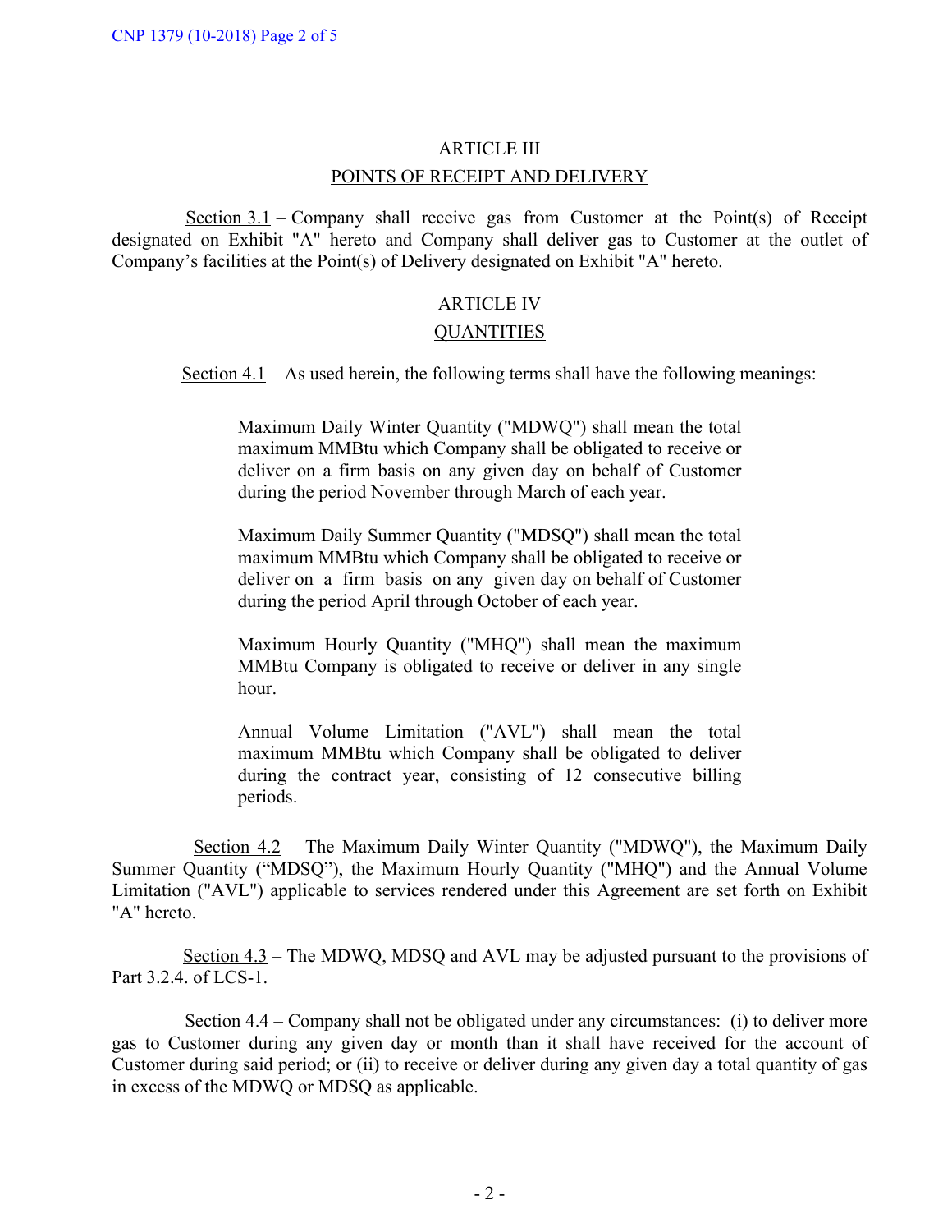## ARTICLE III

## POINTS OF RECEIPT AND DELIVERY

Section 3.1 – Company shall receive gas from Customer at the Point(s) of Receipt designated on Exhibit "A" hereto and Company shall deliver gas to Customer at the outlet of Company's facilities at the Point(s) of Delivery designated on Exhibit "A" hereto.

## ARTICLE IV

## QUANTITIES

Section 4.1 – As used herein, the following terms shall have the following meanings:

> Maximum Daily Winter Quantity ("MDWQ") shall mean the total maximum MMBtu which Company shall be obligated to receive or deliver on a firm basis on any given day on behalf of Customer during the period November through March of each year.
>
> Maximum Daily Summer Quantity ("MDSQ") shall mean the total maximum MMBtu which Company shall be obligated to receive or deliver on a firm basis on any given day on behalf of Customer during the period April through October of each year.
>
> Maximum Hourly Quantity ("MHQ") shall mean the maximum MMBtu Company is obligated to receive or deliver in any single hour.
>
> Annual Volume Limitation ("AVL") shall mean the total maximum MMBtu which Company shall be obligated to deliver during the contract year, consisting of 12 consecutive billing periods.

Section 4.2 – The Maximum Daily Winter Quantity ("MDWQ"), the Maximum Daily Summer Quantity ("MDSQ"), the Maximum Hourly Quantity ("MHQ") and the Annual Volume Limitation ("AVL") applicable to services rendered under this Agreement are set forth on Exhibit "A" hereto.

Section 4.3 – The MDWQ, MDSQ and AVL may be adjusted pursuant to the provisions of Part 3.2.4. of LCS-1.

Section 4.4 – Company shall not be obligated under any circumstances: (i) to deliver more gas to Customer during any given day or month than it shall have received for the account of Customer during said period; or (ii) to receive or deliver during any given day a total quantity of gas in excess of the MDWQ or MDSQ as applicable.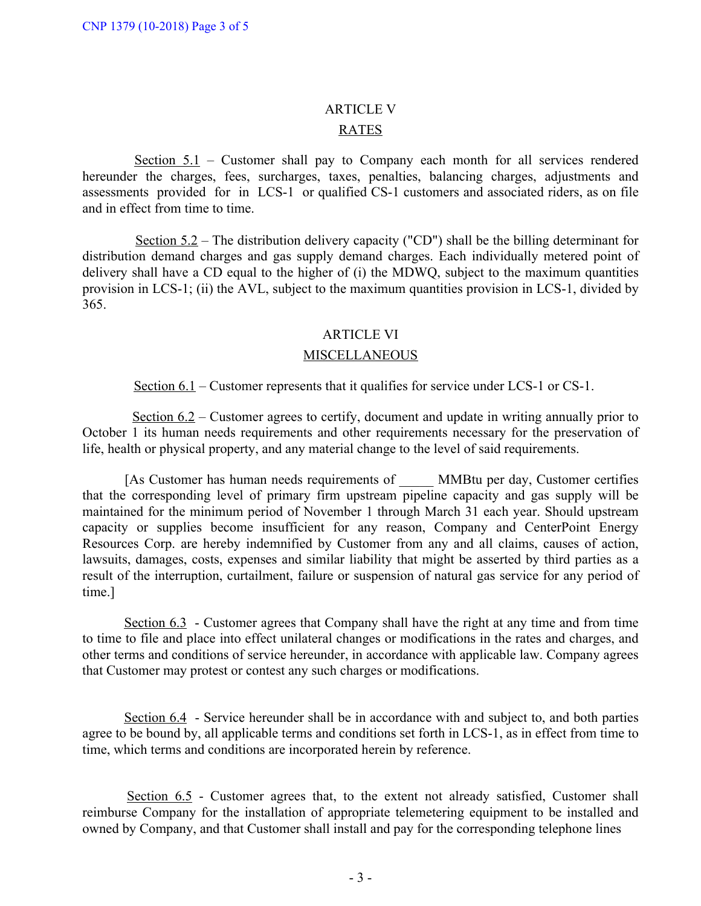## ARTICLE V

## RATES

Section 5.1 – Customer shall pay to Company each month for all services rendered hereunder the charges, fees, surcharges, taxes, penalties, balancing charges, adjustments and assessments provided for in LCS-1 or qualified CS-1 customers and associated riders, as on file and in effect from time to time.

Section 5.2 – The distribution delivery capacity ("CD") shall be the billing determinant for distribution demand charges and gas supply demand charges. Each individually metered point of delivery shall have a CD equal to the higher of (i) the MDWQ, subject to the maximum quantities provision in LCS-1; (ii) the AVL, subject to the maximum quantities provision in LCS-1, divided by 365.

## ARTICLE VI

## MISCELLANEOUS

Section 6.1 – Customer represents that it qualifies for service under LCS-1 or CS-1.

Section 6.2 – Customer agrees to certify, document and update in writing annually prior to October 1 its human needs requirements and other requirements necessary for the preservation of life, health or physical property, and any material change to the level of said requirements.

[As Customer has human needs requirements of _____ MMBtu per day, Customer certifies that the corresponding level of primary firm upstream pipeline capacity and gas supply will be maintained for the minimum period of November 1 through March 31 each year. Should upstream capacity or supplies become insufficient for any reason, Company and CenterPoint Energy Resources Corp. are hereby indemnified by Customer from any and all claims, causes of action, lawsuits, damages, costs, expenses and similar liability that might be asserted by third parties as a result of the interruption, curtailment, failure or suspension of natural gas service for any period of time.]

Section 6.3 - Customer agrees that Company shall have the right at any time and from time to time to file and place into effect unilateral changes or modifications in the rates and charges, and other terms and conditions of service hereunder, in accordance with applicable law. Company agrees that Customer may protest or contest any such charges or modifications.

Section 6.4 - Service hereunder shall be in accordance with and subject to, and both parties agree to be bound by, all applicable terms and conditions set forth in LCS-1, as in effect from time to time, which terms and conditions are incorporated herein by reference.

Section 6.5 - Customer agrees that, to the extent not already satisfied, Customer shall reimburse Company for the installation of appropriate telemetering equipment to be installed and owned by Company, and that Customer shall install and pay for the corresponding telephone lines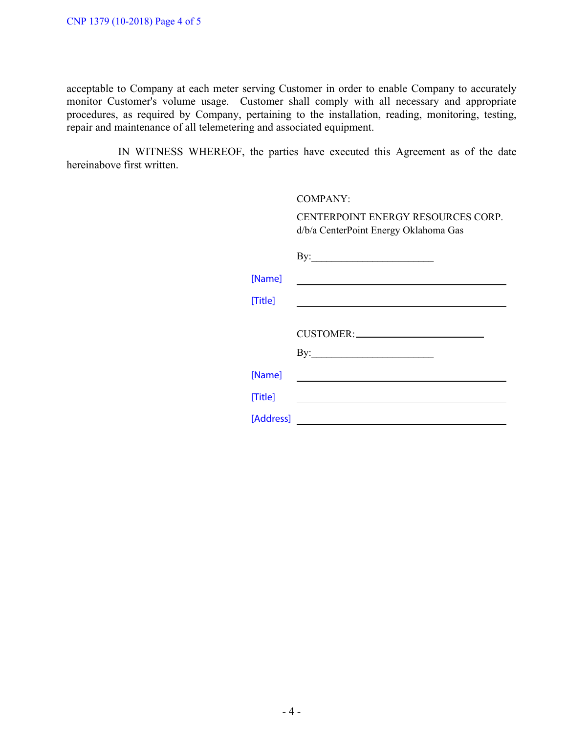acceptable to Company at each meter serving Customer in order to enable Company to accurately monitor Customer's volume usage. Customer shall comply with all necessary and appropriate procedures, as required by Company, pertaining to the installation, reading, monitoring, testing, repair and maintenance of all telemetering and associated equipment.

IN WITNESS WHEREOF, the parties have executed this Agreement as of the date hereinabove first written.

COMPANY:

CENTERPOINT ENERGY RESOURCES CORP.
d/b/a CenterPoint Energy Oklahoma Gas

By:________________________

[Name] ____________________________________

[Title] ____________________________________

CUSTOMER:________________________

By:________________________

[Name] ____________________________________

[Title] ____________________________________

[Address] ____________________________________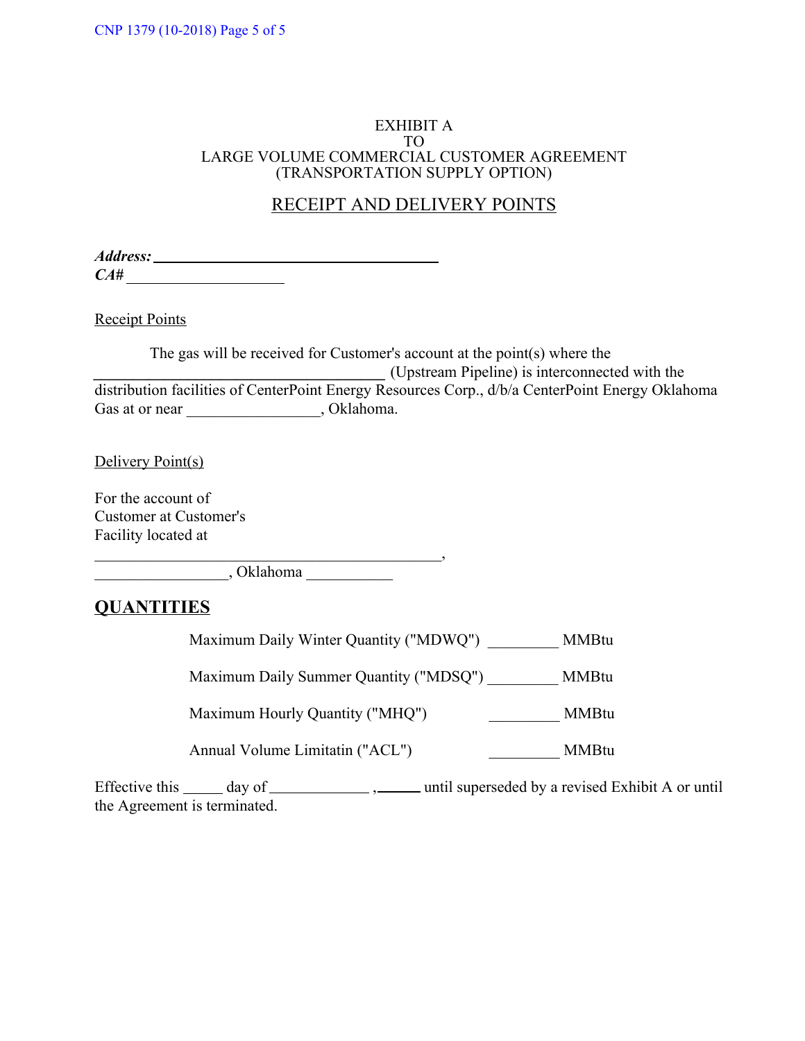EXHIBIT A  
TO  
LARGE VOLUME COMMERCIAL CUSTOMER AGREEMENT  
(TRANSPORTATION SUPPLY OPTION)

## RECEIPT AND DELIVERY POINTS

***Address:*** ______________________________________  
***CA#*** ____________________

Receipt Points

The gas will be received for Customer's account at the point(s) where the ______________________________________ (Upstream Pipeline) is interconnected with the distribution facilities of CenterPoint Energy Resources Corp., d/b/a CenterPoint Energy Oklahoma Gas at or near _________________, Oklahoma.

Delivery Point(s)

For the account of  
Customer at Customer's  
Facility located at

_____________________________________________,  
_________________, Oklahoma ___________

## QUANTITIES

Maximum Daily Winter Quantity ("MDWQ") _________ MMBtu

Maximum Daily Summer Quantity ("MDSQ") _________ MMBtu

Maximum Hourly Quantity ("MHQ") _________ MMBtu

Annual Volume Limitatin ("ACL") _________ MMBtu

Effective this _____ day of _____________ ,______ until superseded by a revised Exhibit A or until the Agreement is terminated.